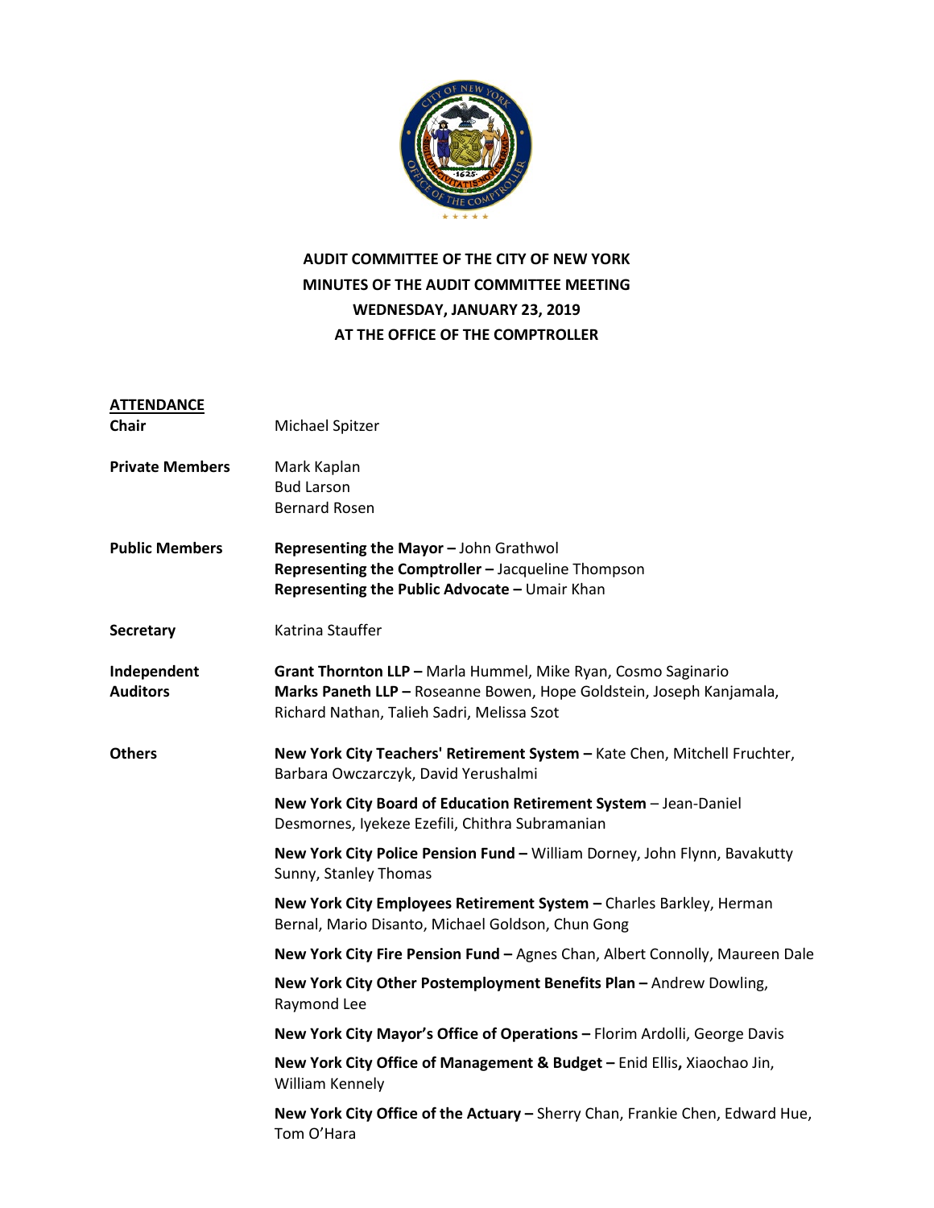# AUDIT COMMITTEE OF THE CITY OF NEW YORK
## MINUTES OF THE AUDIT COMMITTEE MEETING
## WEDNESDAY, JANUARY 23, 2019
## AT THE OFFICE OF THE COMPTROLLER

**ATTENDANCE**

**Chair** — Michael Spitzer

**Private Members** — Mark Kaplan, Bud Larson, Bernard Rosen

**Public Members**
- **Representing the Mayor –** John Grathwol
- **Representing the Comptroller –** Jacqueline Thompson
- **Representing the Public Advocate –** Umair Khan

**Secretary** — Katrina Stauffer

**Independent Auditors**
- **Grant Thornton LLP –** Marla Hummel, Mike Ryan, Cosmo Saginario
- **Marks Paneth LLP –** Roseanne Bowen, Hope Goldstein, Joseph Kanjamala, Richard Nathan, Talieh Sadri, Melissa Szot

**Others**
- **New York City Teachers' Retirement System –** Kate Chen, Mitchell Fruchter, Barbara Owczarczyk, David Yerushalmi
- **New York City Board of Education Retirement System** – Jean-Daniel Desmornes, Iyekeze Ezefili, Chithra Subramanian
- **New York City Police Pension Fund –** William Dorney, John Flynn, Bavakutty Sunny, Stanley Thomas
- **New York City Employees Retirement System –** Charles Barkley, Herman Bernal, Mario Disanto, Michael Goldson, Chun Gong
- **New York City Fire Pension Fund –** Agnes Chan, Albert Connolly, Maureen Dale
- **New York City Other Postemployment Benefits Plan –** Andrew Dowling, Raymond Lee
- **New York City Mayor's Office of Operations –** Florim Ardolli, George Davis
- **New York City Office of Management & Budget –** Enid Ellis**,** Xiaochao Jin, William Kennely
- **New York City Office of the Actuary –** Sherry Chan, Frankie Chen, Edward Hue, Tom O'Hara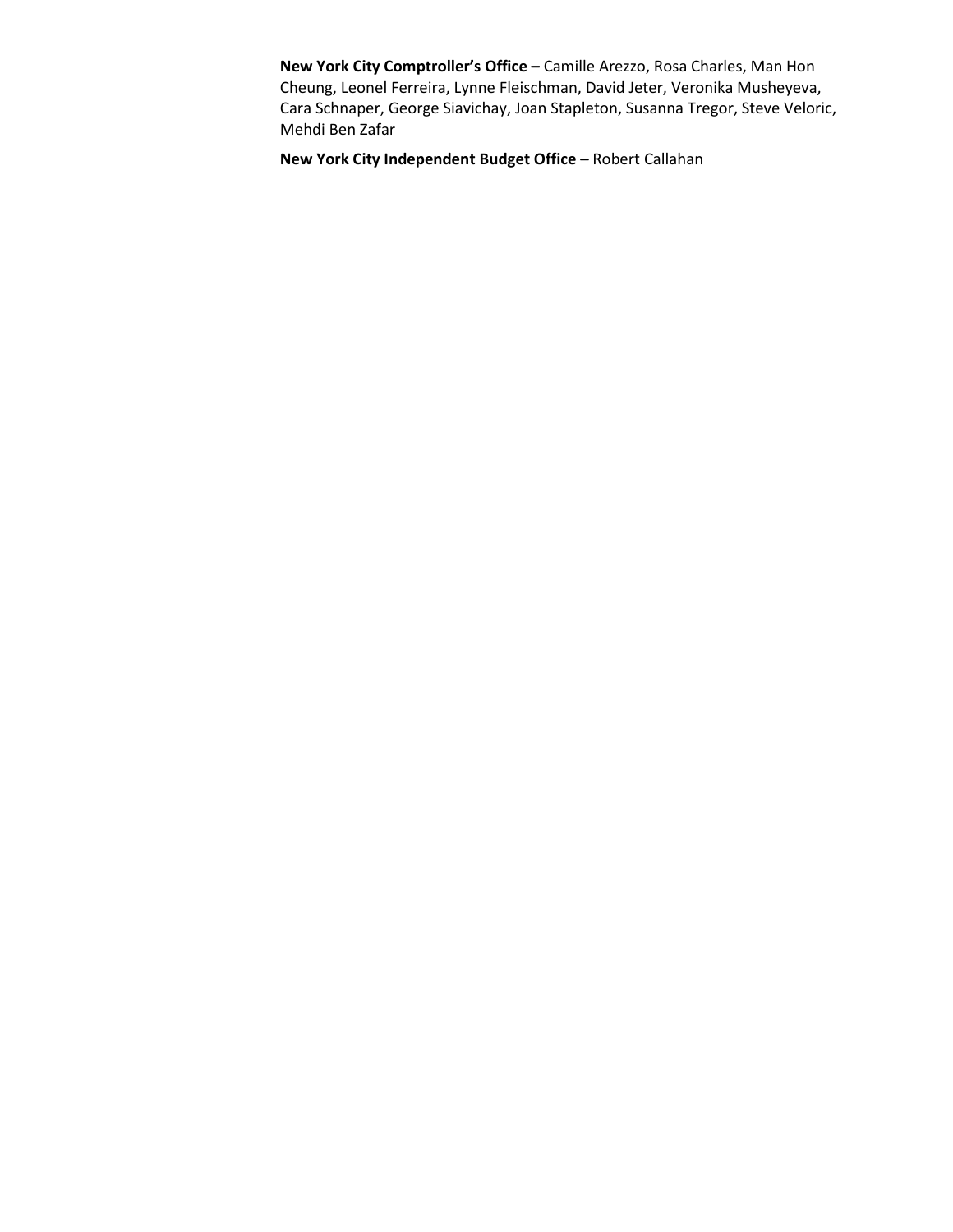**New York City Comptroller's Office –** Camille Arezzo, Rosa Charles, Man Hon Cheung, Leonel Ferreira, Lynne Fleischman, David Jeter, Veronika Musheyeva, Cara Schnaper, George Siavichay, Joan Stapleton, Susanna Tregor, Steve Veloric, Mehdi Ben Zafar

**New York City Independent Budget Office –** Robert Callahan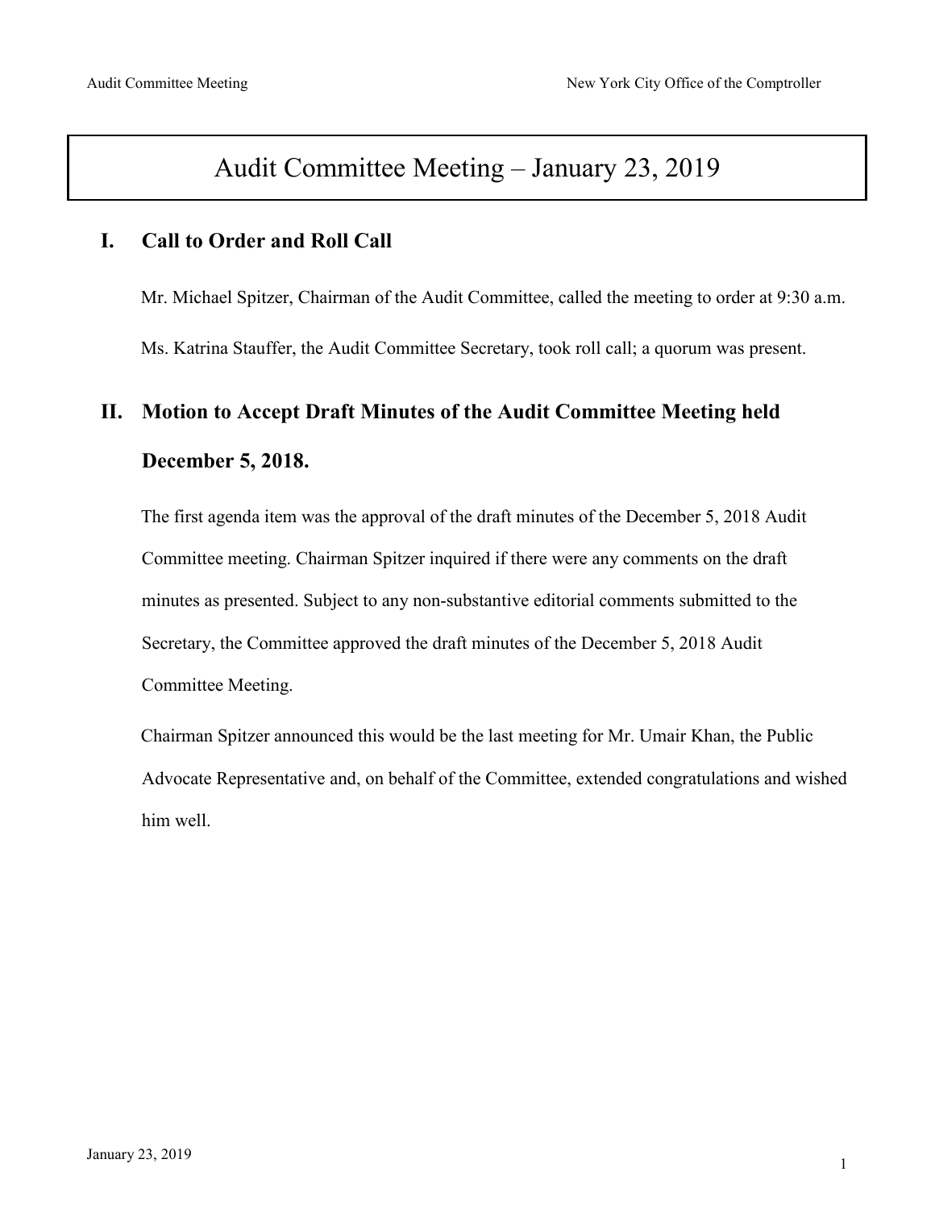# Audit Committee Meeting – January 23, 2019

## I. Call to Order and Roll Call

Mr. Michael Spitzer, Chairman of the Audit Committee, called the meeting to order at 9:30 a.m.

Ms. Katrina Stauffer, the Audit Committee Secretary, took roll call; a quorum was present.

## II. Motion to Accept Draft Minutes of the Audit Committee Meeting held December 5, 2018.

The first agenda item was the approval of the draft minutes of the December 5, 2018 Audit Committee meeting. Chairman Spitzer inquired if there were any comments on the draft minutes as presented. Subject to any non-substantive editorial comments submitted to the Secretary, the Committee approved the draft minutes of the December 5, 2018 Audit Committee Meeting.

Chairman Spitzer announced this would be the last meeting for Mr. Umair Khan, the Public Advocate Representative and, on behalf of the Committee, extended congratulations and wished him well.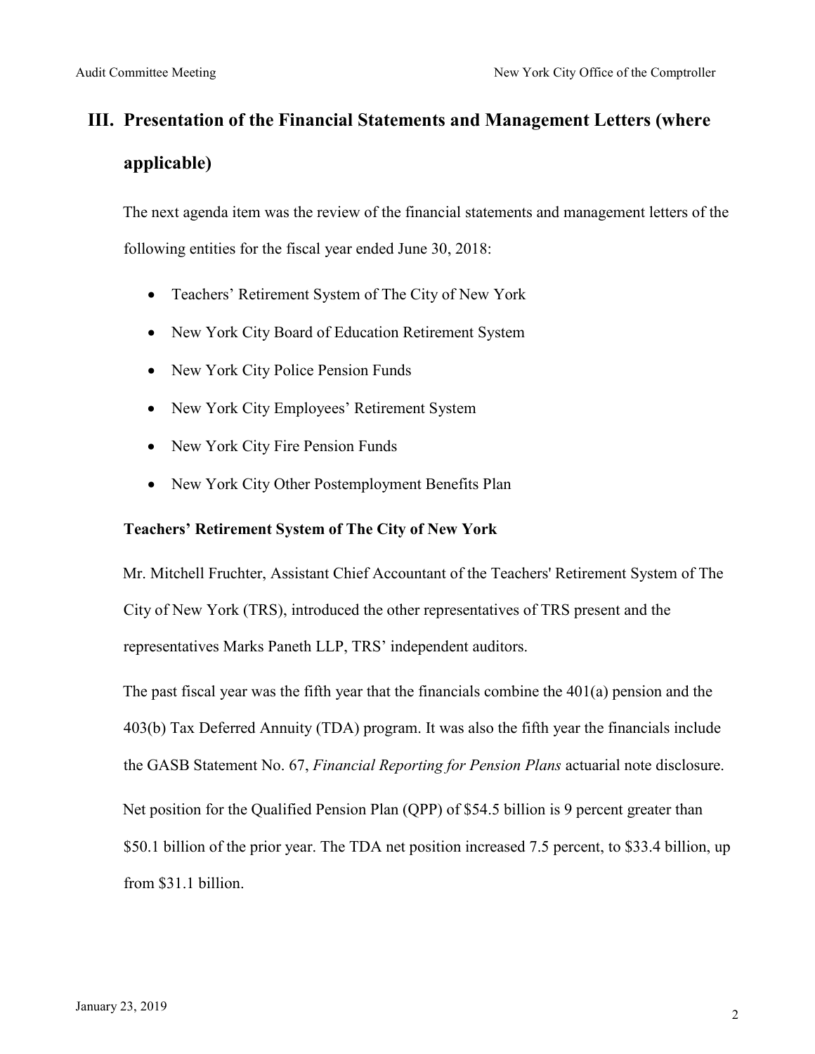## III. Presentation of the Financial Statements and Management Letters (where applicable)

The next agenda item was the review of the financial statements and management letters of the following entities for the fiscal year ended June 30, 2018:

- Teachers' Retirement System of The City of New York
- New York City Board of Education Retirement System
- New York City Police Pension Funds
- New York City Employees' Retirement System
- New York City Fire Pension Funds
- New York City Other Postemployment Benefits Plan

**Teachers' Retirement System of The City of New York**

Mr. Mitchell Fruchter, Assistant Chief Accountant of the Teachers' Retirement System of The City of New York (TRS), introduced the other representatives of TRS present and the representatives Marks Paneth LLP, TRS' independent auditors.

The past fiscal year was the fifth year that the financials combine the 401(a) pension and the 403(b) Tax Deferred Annuity (TDA) program. It was also the fifth year the financials include the GASB Statement No. 67, *Financial Reporting for Pension Plans* actuarial note disclosure.

Net position for the Qualified Pension Plan (QPP) of $54.5 billion is 9 percent greater than $50.1 billion of the prior year. The TDA net position increased 7.5 percent, to $33.4 billion, up from $31.1 billion.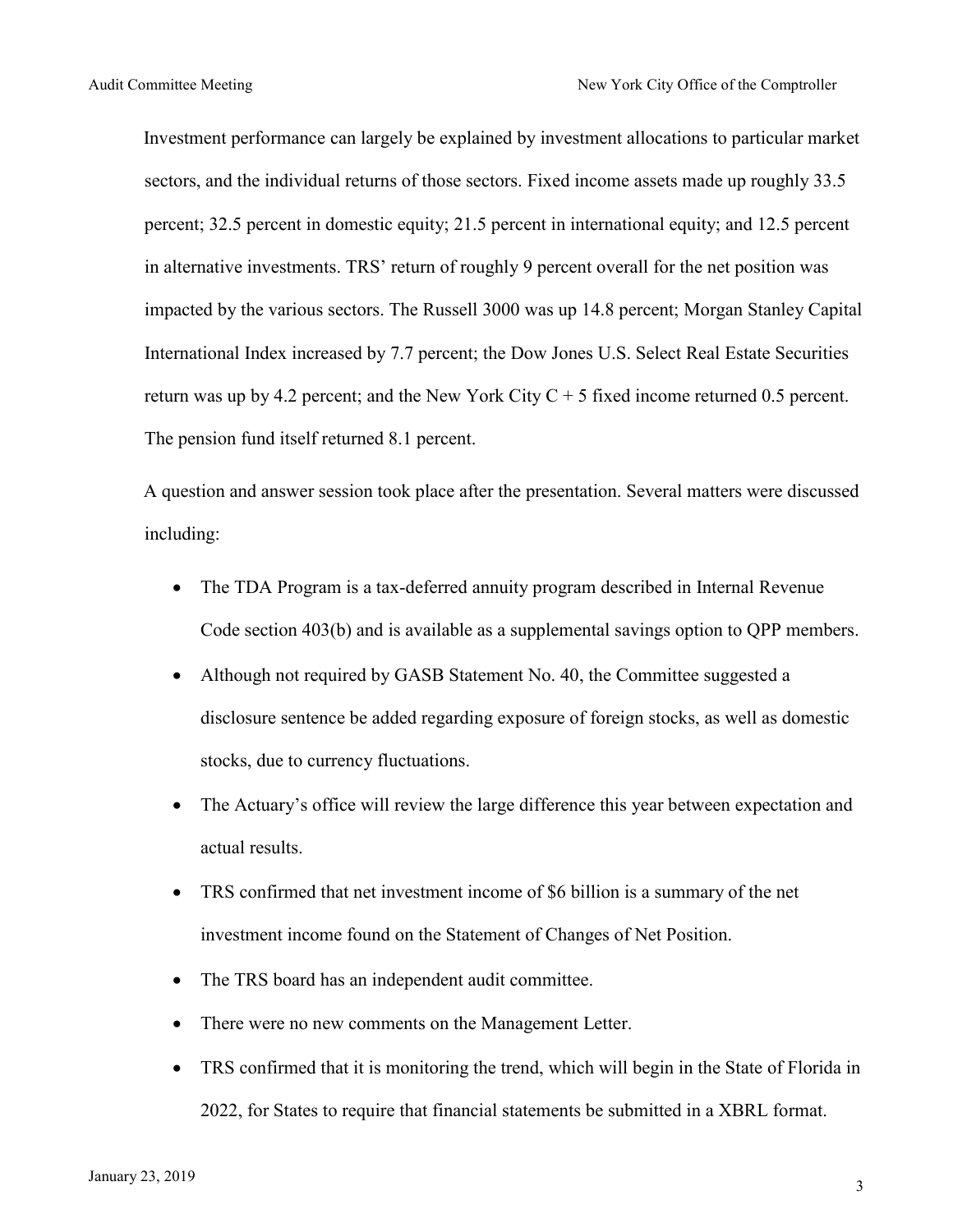Investment performance can largely be explained by investment allocations to particular market sectors, and the individual returns of those sectors. Fixed income assets made up roughly 33.5 percent; 32.5 percent in domestic equity; 21.5 percent in international equity; and 12.5 percent in alternative investments. TRS' return of roughly 9 percent overall for the net position was impacted by the various sectors. The Russell 3000 was up 14.8 percent; Morgan Stanley Capital International Index increased by 7.7 percent; the Dow Jones U.S. Select Real Estate Securities return was up by 4.2 percent; and the New York City C + 5 fixed income returned 0.5 percent. The pension fund itself returned 8.1 percent.

A question and answer session took place after the presentation. Several matters were discussed including:

- The TDA Program is a tax-deferred annuity program described in Internal Revenue Code section 403(b) and is available as a supplemental savings option to QPP members.
- Although not required by GASB Statement No. 40, the Committee suggested a disclosure sentence be added regarding exposure of foreign stocks, as well as domestic stocks, due to currency fluctuations.
- The Actuary's office will review the large difference this year between expectation and actual results.
- TRS confirmed that net investment income of $6 billion is a summary of the net investment income found on the Statement of Changes of Net Position.
- The TRS board has an independent audit committee.
- There were no new comments on the Management Letter.
- TRS confirmed that it is monitoring the trend, which will begin in the State of Florida in 2022, for States to require that financial statements be submitted in a XBRL format.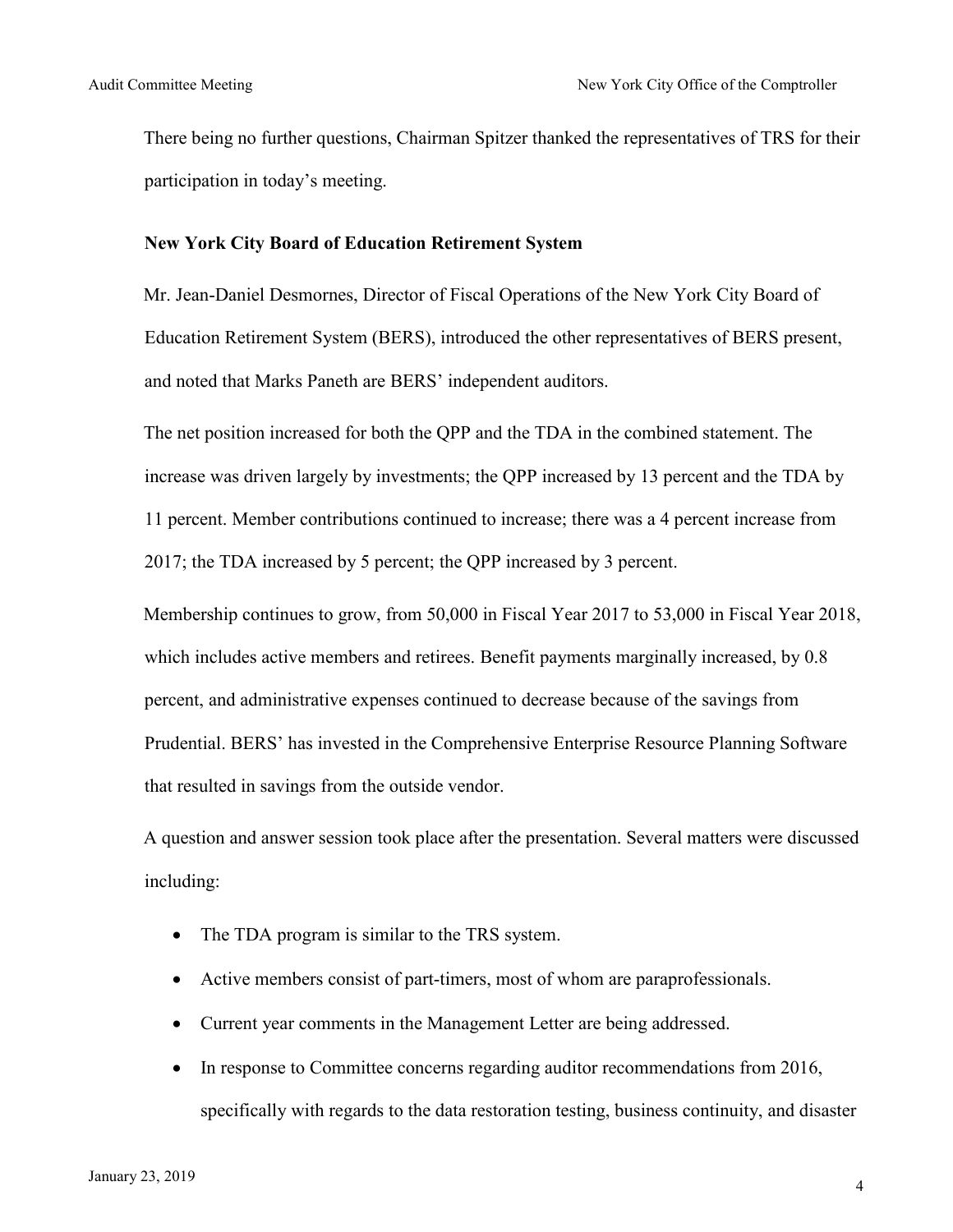There being no further questions, Chairman Spitzer thanked the representatives of TRS for their participation in today's meeting.

**New York City Board of Education Retirement System**

Mr. Jean-Daniel Desmornes, Director of Fiscal Operations of the New York City Board of Education Retirement System (BERS), introduced the other representatives of BERS present, and noted that Marks Paneth are BERS' independent auditors.

The net position increased for both the QPP and the TDA in the combined statement. The increase was driven largely by investments; the QPP increased by 13 percent and the TDA by 11 percent. Member contributions continued to increase; there was a 4 percent increase from 2017; the TDA increased by 5 percent; the QPP increased by 3 percent.

Membership continues to grow, from 50,000 in Fiscal Year 2017 to 53,000 in Fiscal Year 2018, which includes active members and retirees. Benefit payments marginally increased, by 0.8 percent, and administrative expenses continued to decrease because of the savings from Prudential. BERS' has invested in the Comprehensive Enterprise Resource Planning Software that resulted in savings from the outside vendor.

A question and answer session took place after the presentation. Several matters were discussed including:

- The TDA program is similar to the TRS system.
- Active members consist of part-timers, most of whom are paraprofessionals.
- Current year comments in the Management Letter are being addressed.
- In response to Committee concerns regarding auditor recommendations from 2016, specifically with regards to the data restoration testing, business continuity, and disaster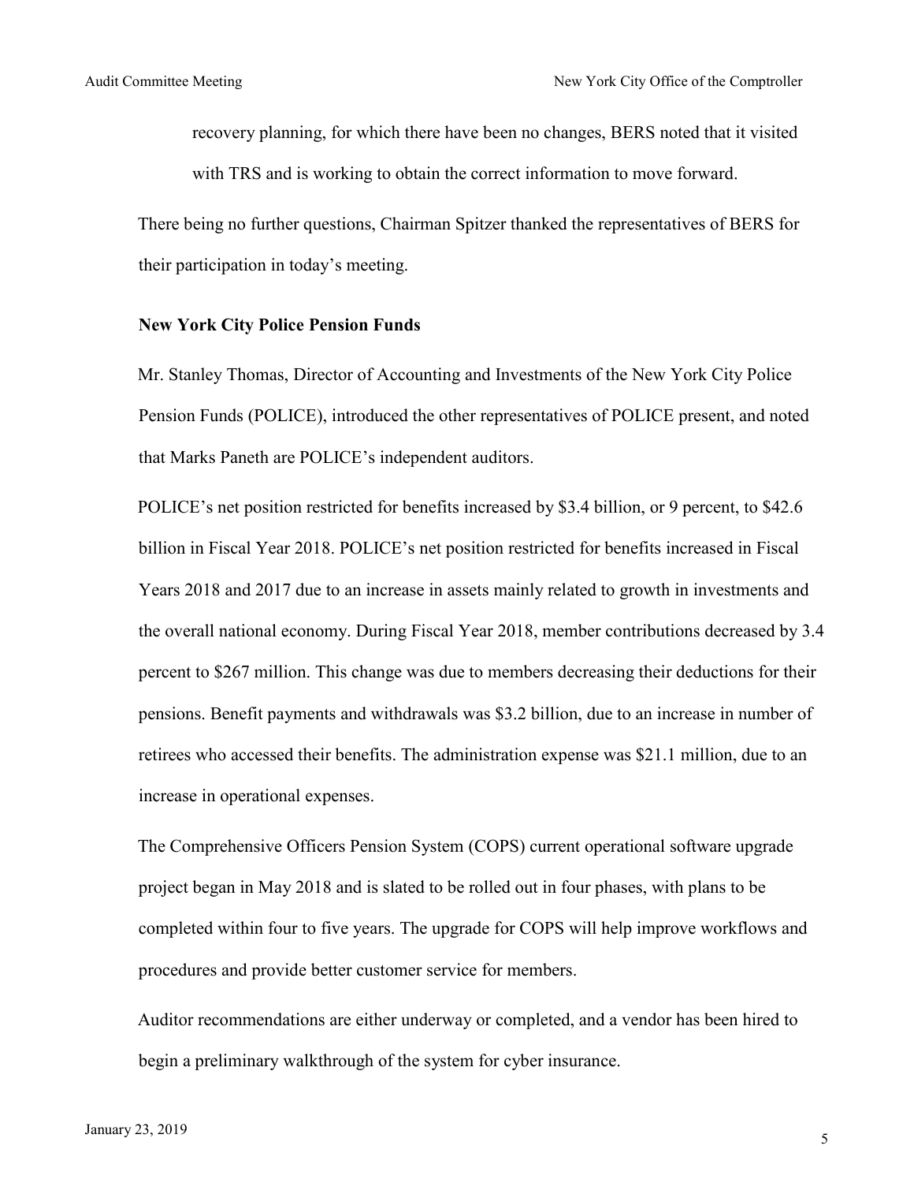recovery planning, for which there have been no changes, BERS noted that it visited with TRS and is working to obtain the correct information to move forward.

There being no further questions, Chairman Spitzer thanked the representatives of BERS for their participation in today's meeting.

**New York City Police Pension Funds**

Mr. Stanley Thomas, Director of Accounting and Investments of the New York City Police Pension Funds (POLICE), introduced the other representatives of POLICE present, and noted that Marks Paneth are POLICE's independent auditors.

POLICE's net position restricted for benefits increased by $3.4 billion, or 9 percent, to $42.6 billion in Fiscal Year 2018. POLICE's net position restricted for benefits increased in Fiscal Years 2018 and 2017 due to an increase in assets mainly related to growth in investments and the overall national economy. During Fiscal Year 2018, member contributions decreased by 3.4 percent to $267 million. This change was due to members decreasing their deductions for their pensions. Benefit payments and withdrawals was $3.2 billion, due to an increase in number of retirees who accessed their benefits. The administration expense was $21.1 million, due to an increase in operational expenses.

The Comprehensive Officers Pension System (COPS) current operational software upgrade project began in May 2018 and is slated to be rolled out in four phases, with plans to be completed within four to five years. The upgrade for COPS will help improve workflows and procedures and provide better customer service for members.

Auditor recommendations are either underway or completed, and a vendor has been hired to begin a preliminary walkthrough of the system for cyber insurance.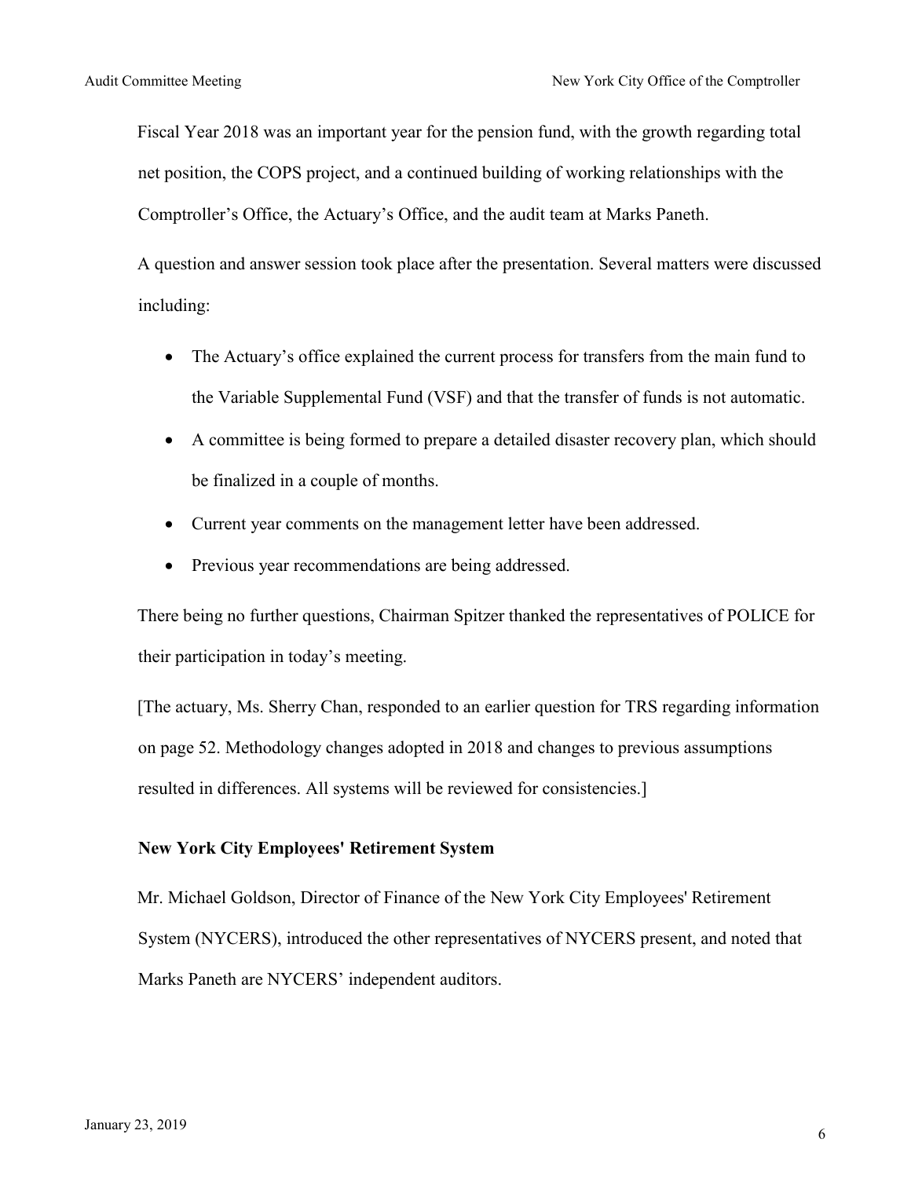Fiscal Year 2018 was an important year for the pension fund, with the growth regarding total net position, the COPS project, and a continued building of working relationships with the Comptroller's Office, the Actuary's Office, and the audit team at Marks Paneth.

A question and answer session took place after the presentation. Several matters were discussed including:

- The Actuary's office explained the current process for transfers from the main fund to the Variable Supplemental Fund (VSF) and that the transfer of funds is not automatic.
- A committee is being formed to prepare a detailed disaster recovery plan, which should be finalized in a couple of months.
- Current year comments on the management letter have been addressed.
- Previous year recommendations are being addressed.

There being no further questions, Chairman Spitzer thanked the representatives of POLICE for their participation in today's meeting.

[The actuary, Ms. Sherry Chan, responded to an earlier question for TRS regarding information on page 52. Methodology changes adopted in 2018 and changes to previous assumptions resulted in differences. All systems will be reviewed for consistencies.]

**New York City Employees' Retirement System**

Mr. Michael Goldson, Director of Finance of the New York City Employees' Retirement System (NYCERS), introduced the other representatives of NYCERS present, and noted that Marks Paneth are NYCERS' independent auditors.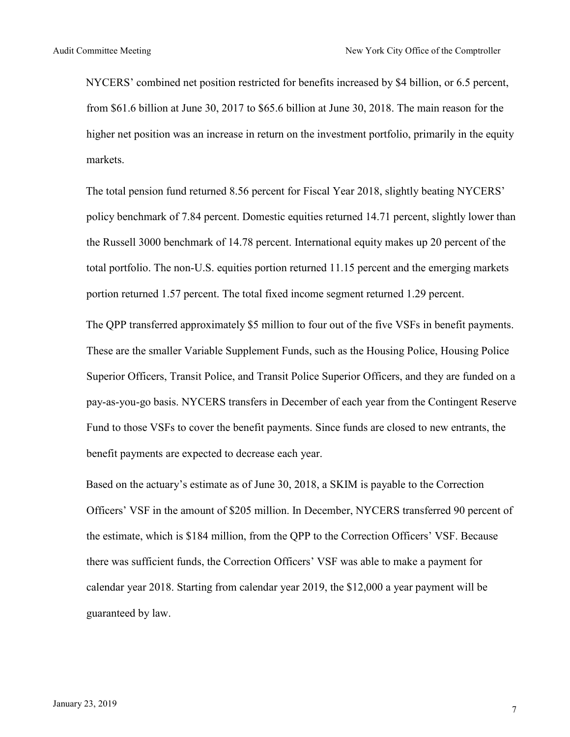NYCERS' combined net position restricted for benefits increased by $4 billion, or 6.5 percent, from $61.6 billion at June 30, 2017 to $65.6 billion at June 30, 2018. The main reason for the higher net position was an increase in return on the investment portfolio, primarily in the equity markets.

The total pension fund returned 8.56 percent for Fiscal Year 2018, slightly beating NYCERS' policy benchmark of 7.84 percent. Domestic equities returned 14.71 percent, slightly lower than the Russell 3000 benchmark of 14.78 percent. International equity makes up 20 percent of the total portfolio. The non-U.S. equities portion returned 11.15 percent and the emerging markets portion returned 1.57 percent. The total fixed income segment returned 1.29 percent.

The QPP transferred approximately $5 million to four out of the five VSFs in benefit payments. These are the smaller Variable Supplement Funds, such as the Housing Police, Housing Police Superior Officers, Transit Police, and Transit Police Superior Officers, and they are funded on a pay-as-you-go basis. NYCERS transfers in December of each year from the Contingent Reserve Fund to those VSFs to cover the benefit payments. Since funds are closed to new entrants, the benefit payments are expected to decrease each year.

Based on the actuary's estimate as of June 30, 2018, a SKIM is payable to the Correction Officers' VSF in the amount of $205 million. In December, NYCERS transferred 90 percent of the estimate, which is $184 million, from the QPP to the Correction Officers' VSF. Because there was sufficient funds, the Correction Officers' VSF was able to make a payment for calendar year 2018. Starting from calendar year 2019, the $12,000 a year payment will be guaranteed by law.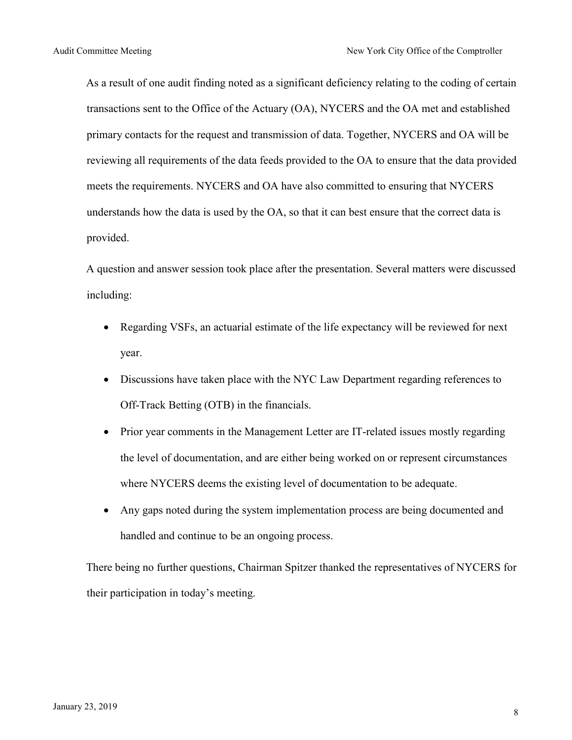As a result of one audit finding noted as a significant deficiency relating to the coding of certain transactions sent to the Office of the Actuary (OA), NYCERS and the OA met and established primary contacts for the request and transmission of data. Together, NYCERS and OA will be reviewing all requirements of the data feeds provided to the OA to ensure that the data provided meets the requirements. NYCERS and OA have also committed to ensuring that NYCERS understands how the data is used by the OA, so that it can best ensure that the correct data is provided.

A question and answer session took place after the presentation. Several matters were discussed including:

- Regarding VSFs, an actuarial estimate of the life expectancy will be reviewed for next year.
- Discussions have taken place with the NYC Law Department regarding references to Off-Track Betting (OTB) in the financials.
- Prior year comments in the Management Letter are IT-related issues mostly regarding the level of documentation, and are either being worked on or represent circumstances where NYCERS deems the existing level of documentation to be adequate.
- Any gaps noted during the system implementation process are being documented and handled and continue to be an ongoing process.

There being no further questions, Chairman Spitzer thanked the representatives of NYCERS for their participation in today's meeting.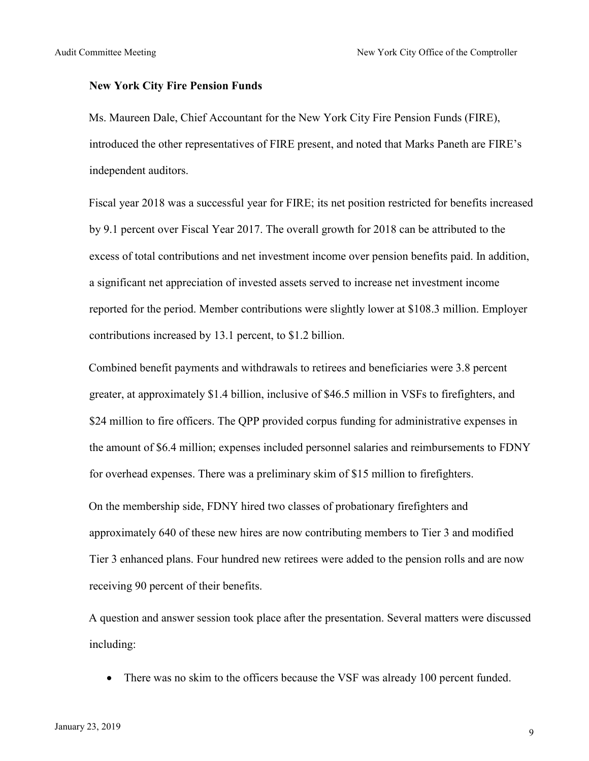**New York City Fire Pension Funds**

Ms. Maureen Dale, Chief Accountant for the New York City Fire Pension Funds (FIRE), introduced the other representatives of FIRE present, and noted that Marks Paneth are FIRE's independent auditors.

Fiscal year 2018 was a successful year for FIRE; its net position restricted for benefits increased by 9.1 percent over Fiscal Year 2017. The overall growth for 2018 can be attributed to the excess of total contributions and net investment income over pension benefits paid. In addition, a significant net appreciation of invested assets served to increase net investment income reported for the period. Member contributions were slightly lower at $108.3 million. Employer contributions increased by 13.1 percent, to $1.2 billion.

Combined benefit payments and withdrawals to retirees and beneficiaries were 3.8 percent greater, at approximately $1.4 billion, inclusive of $46.5 million in VSFs to firefighters, and $24 million to fire officers. The QPP provided corpus funding for administrative expenses in the amount of $6.4 million; expenses included personnel salaries and reimbursements to FDNY for overhead expenses. There was a preliminary skim of $15 million to firefighters.

On the membership side, FDNY hired two classes of probationary firefighters and approximately 640 of these new hires are now contributing members to Tier 3 and modified Tier 3 enhanced plans. Four hundred new retirees were added to the pension rolls and are now receiving 90 percent of their benefits.

A question and answer session took place after the presentation. Several matters were discussed including:

- There was no skim to the officers because the VSF was already 100 percent funded.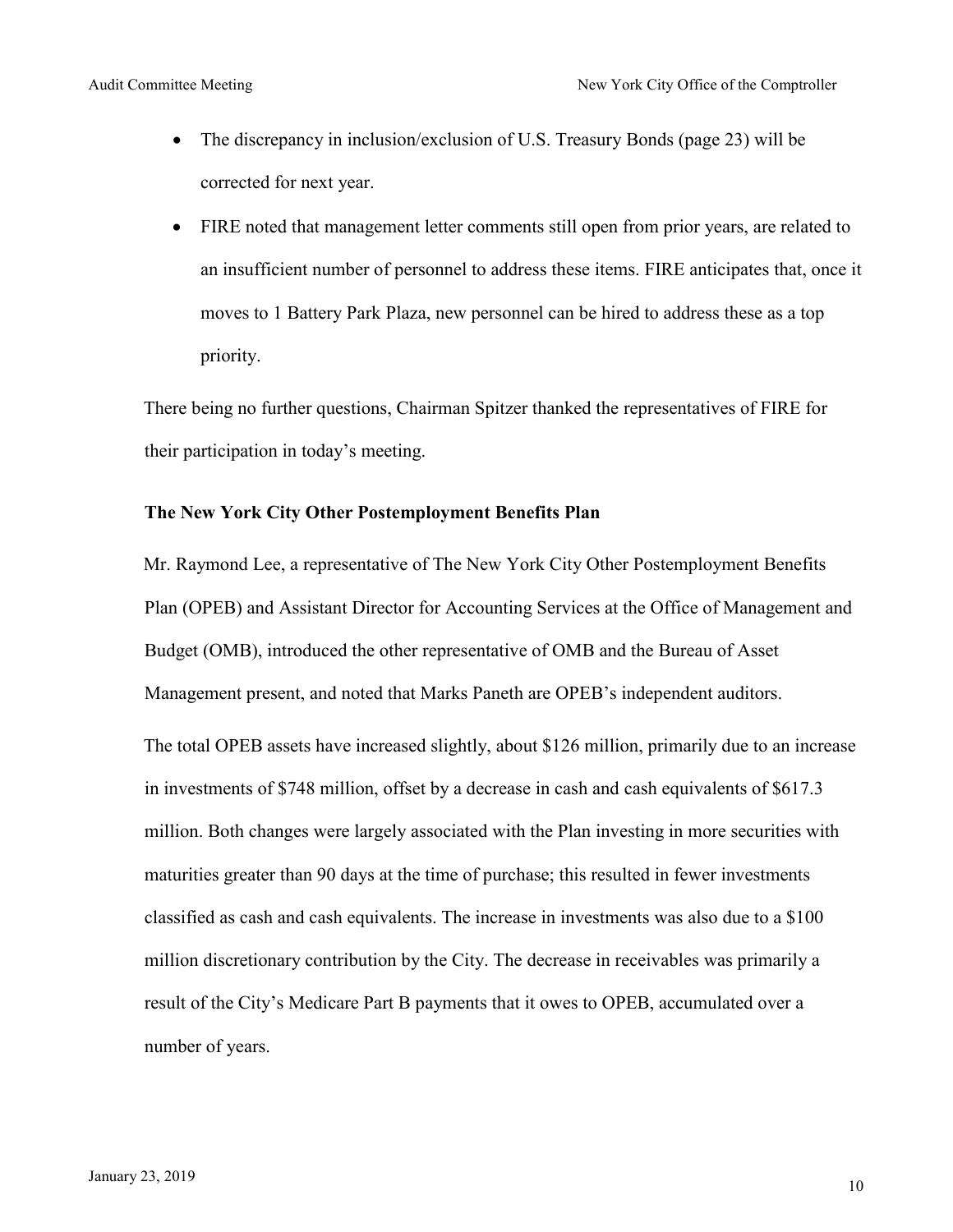- The discrepancy in inclusion/exclusion of U.S. Treasury Bonds (page 23) will be corrected for next year.
- FIRE noted that management letter comments still open from prior years, are related to an insufficient number of personnel to address these items. FIRE anticipates that, once it moves to 1 Battery Park Plaza, new personnel can be hired to address these as a top priority.

There being no further questions, Chairman Spitzer thanked the representatives of FIRE for their participation in today's meeting.

**The New York City Other Postemployment Benefits Plan**

Mr. Raymond Lee, a representative of The New York City Other Postemployment Benefits Plan (OPEB) and Assistant Director for Accounting Services at the Office of Management and Budget (OMB), introduced the other representative of OMB and the Bureau of Asset Management present, and noted that Marks Paneth are OPEB's independent auditors.

The total OPEB assets have increased slightly, about $126 million, primarily due to an increase in investments of $748 million, offset by a decrease in cash and cash equivalents of $617.3 million. Both changes were largely associated with the Plan investing in more securities with maturities greater than 90 days at the time of purchase; this resulted in fewer investments classified as cash and cash equivalents. The increase in investments was also due to a $100 million discretionary contribution by the City. The decrease in receivables was primarily a result of the City's Medicare Part B payments that it owes to OPEB, accumulated over a number of years.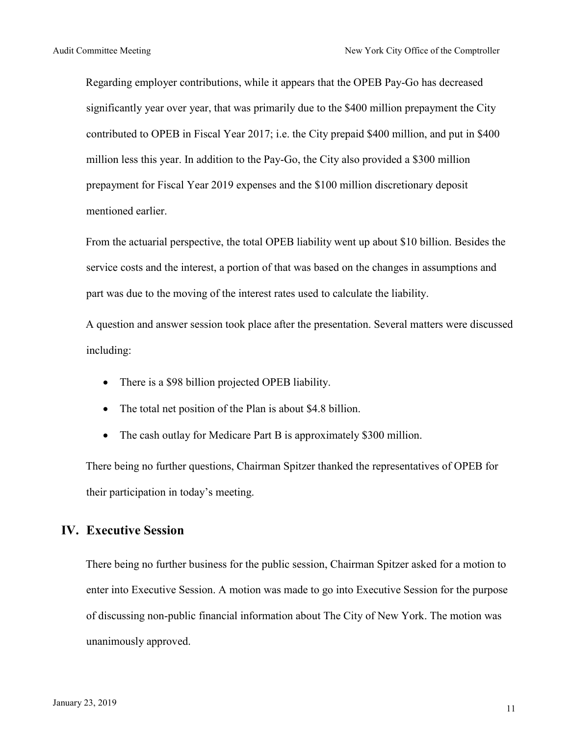Regarding employer contributions, while it appears that the OPEB Pay-Go has decreased significantly year over year, that was primarily due to the $400 million prepayment the City contributed to OPEB in Fiscal Year 2017; i.e. the City prepaid $400 million, and put in $400 million less this year. In addition to the Pay-Go, the City also provided a $300 million prepayment for Fiscal Year 2019 expenses and the $100 million discretionary deposit mentioned earlier.

From the actuarial perspective, the total OPEB liability went up about $10 billion. Besides the service costs and the interest, a portion of that was based on the changes in assumptions and part was due to the moving of the interest rates used to calculate the liability.

A question and answer session took place after the presentation. Several matters were discussed including:

- There is a $98 billion projected OPEB liability.
- The total net position of the Plan is about $4.8 billion.
- The cash outlay for Medicare Part B is approximately $300 million.

There being no further questions, Chairman Spitzer thanked the representatives of OPEB for their participation in today's meeting.

## IV. Executive Session

There being no further business for the public session, Chairman Spitzer asked for a motion to enter into Executive Session. A motion was made to go into Executive Session for the purpose of discussing non-public financial information about The City of New York. The motion was unanimously approved.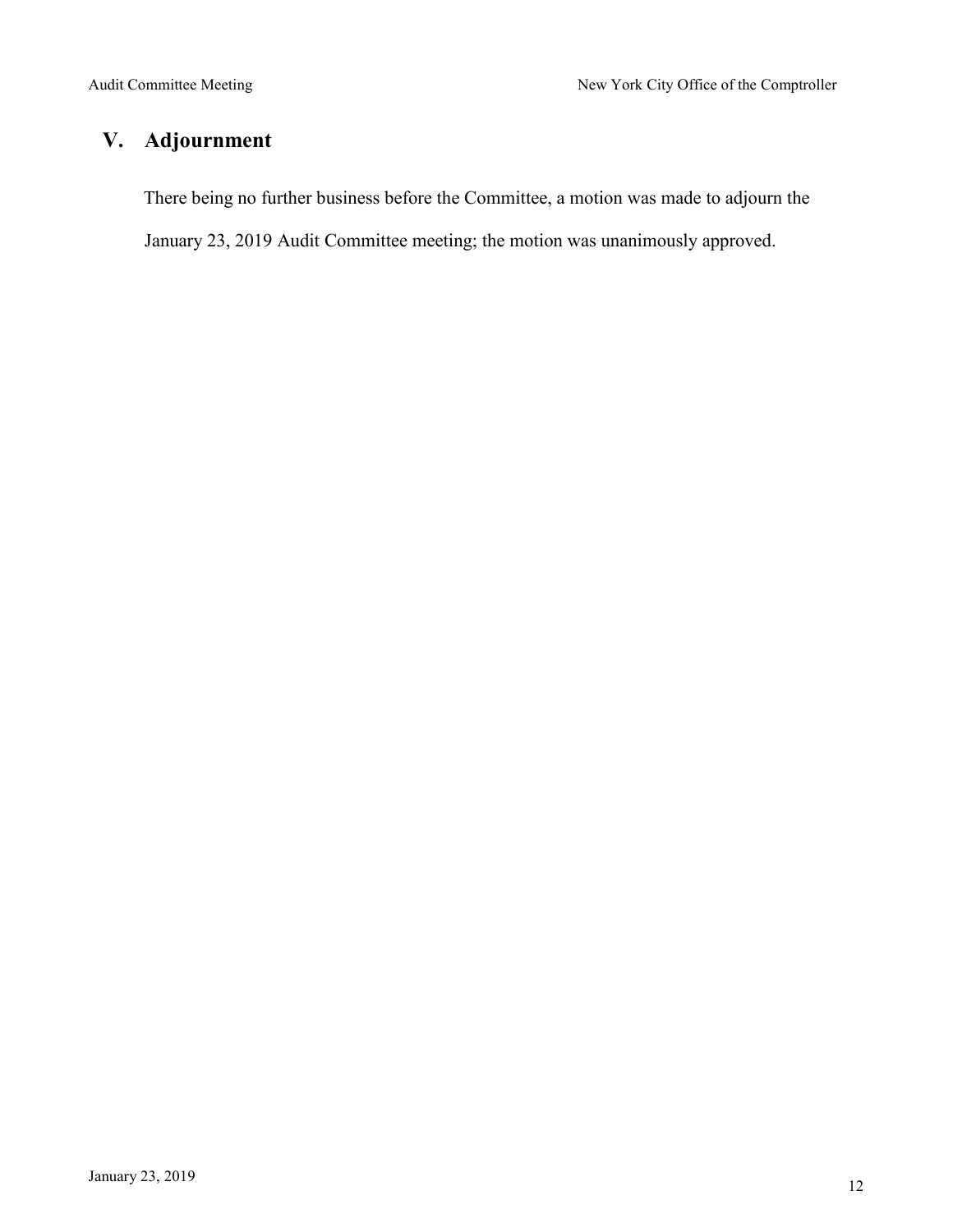## V. Adjournment

There being no further business before the Committee, a motion was made to adjourn the January 23, 2019 Audit Committee meeting; the motion was unanimously approved.